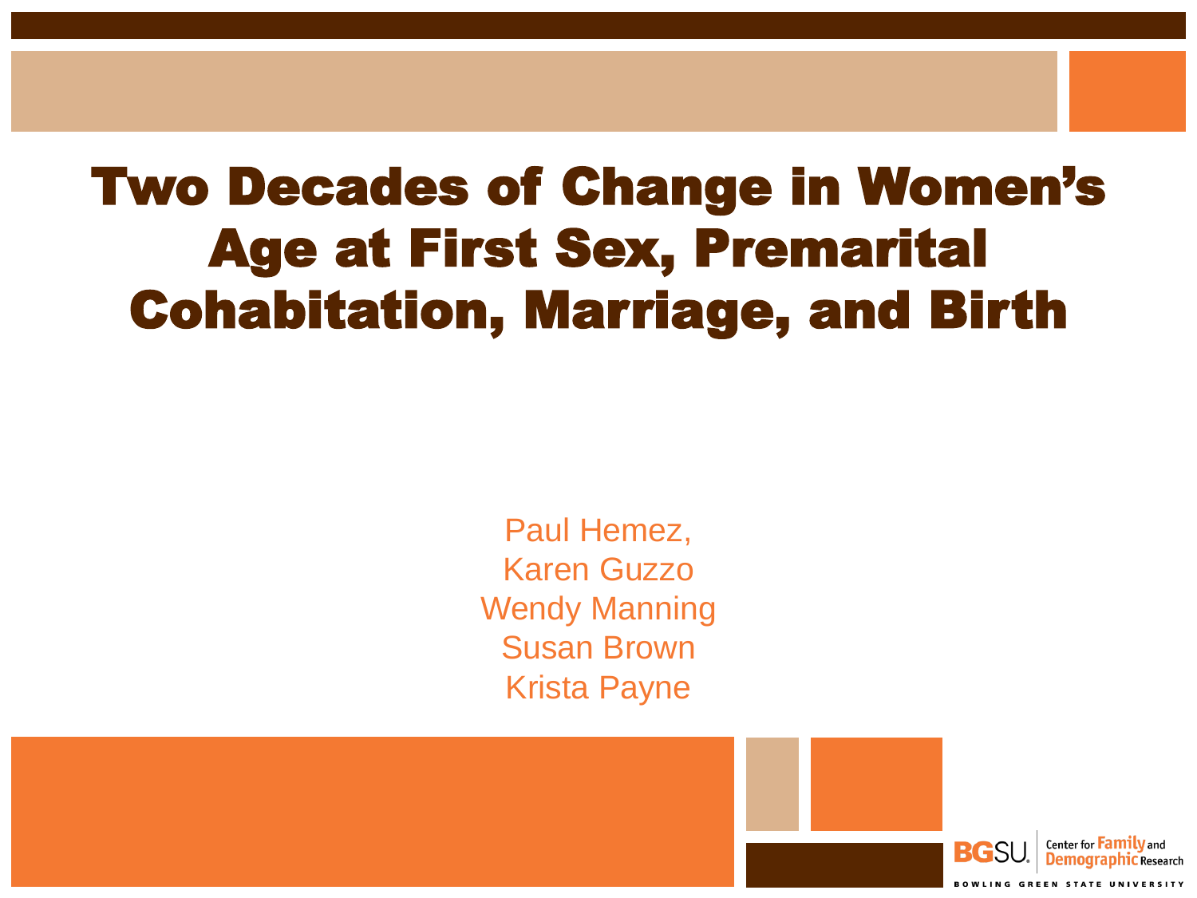# Two Decades of Change in Women's Age at First Sex, Premarital Cohabitation, Marriage, and Birth

Paul Hemez,
Karen Guzzo
Wendy Manning
Susan Brown
Krista Payne

BGSU. Center for Family and Demographic Research
BOWLING GREEN STATE UNIVERSITY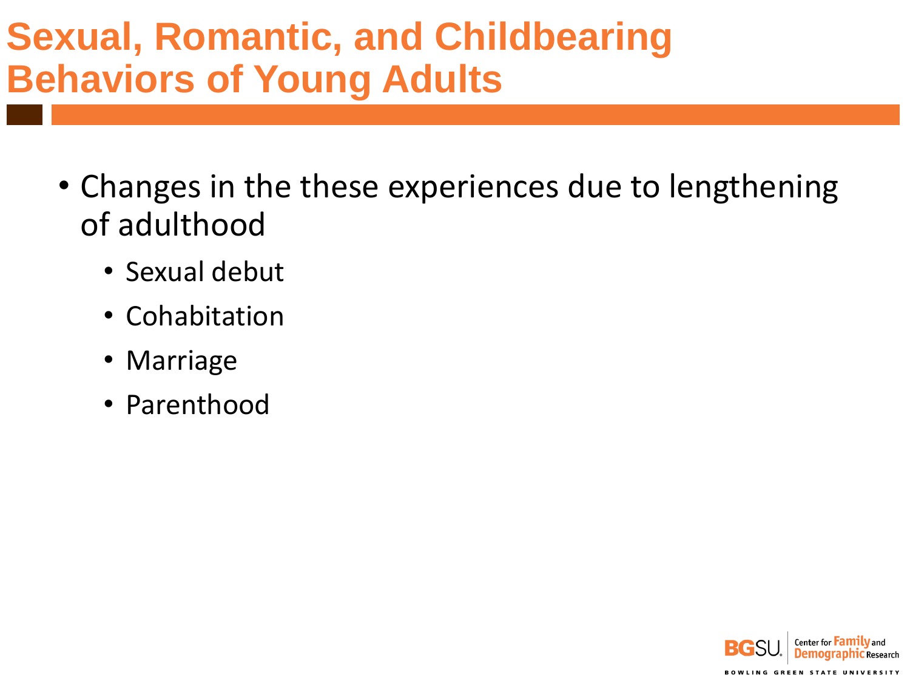# Sexual, Romantic, and Childbearing Behaviors of Young Adults

- Changes in the these experiences due to lengthening of adulthood
  - Sexual debut
  - Cohabitation
  - Marriage
  - Parenthood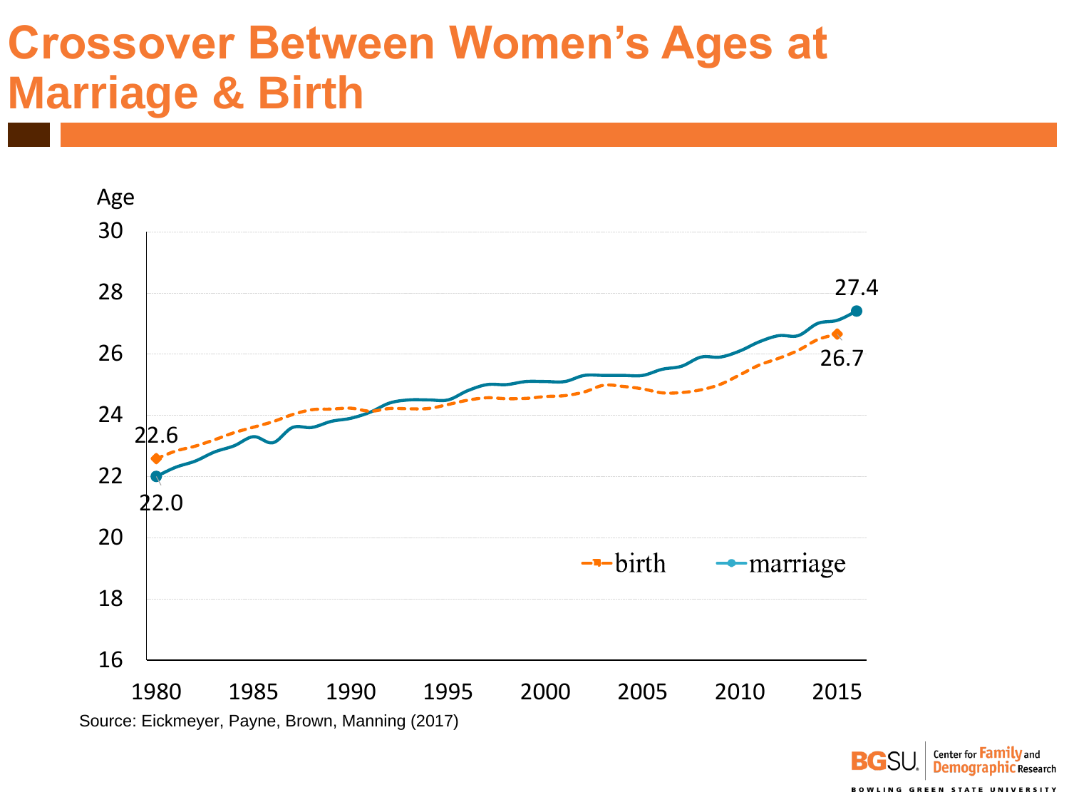# Crossover Between Women's Ages at Marriage & Birth

Age

30
28
26
24
22
20
18
16

1980 1985 1990 1995 2000 2005 2010 2015

birth: 22.6 (1980), 26.7 (2015)

marriage: 22.0 (1980), 27.4 (2016)

Source: Eickmeyer, Payne, Brown, Manning (2017)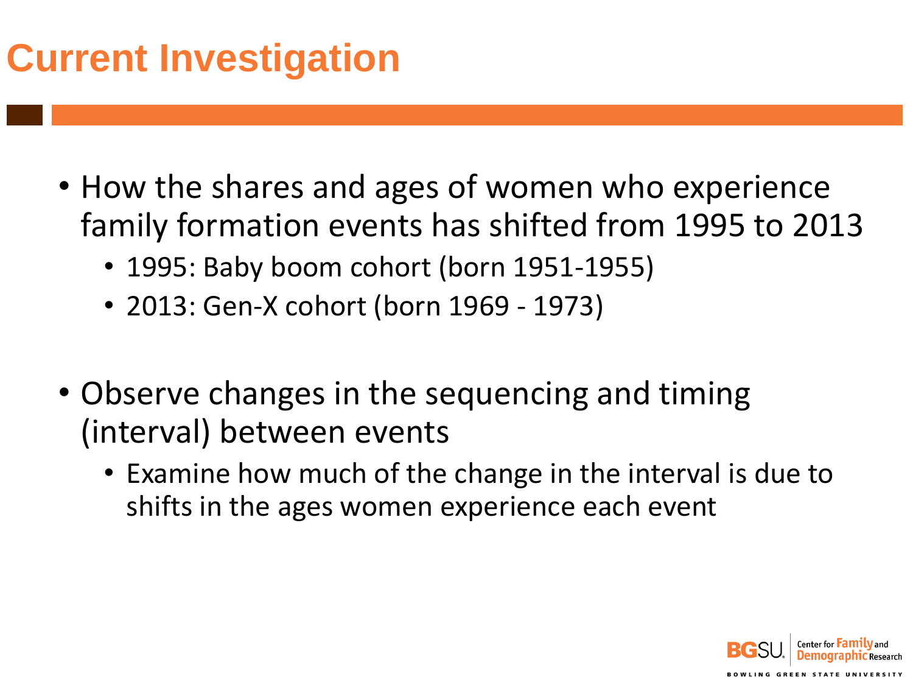# Current Investigation

- How the shares and ages of women who experience family formation events has shifted from 1995 to 2013
  - 1995: Baby boom cohort (born 1951-1955)
  - 2013: Gen-X cohort (born 1969 - 1973)

- Observe changes in the sequencing and timing (interval) between events
  - Examine how much of the change in the interval is due to shifts in the ages women experience each event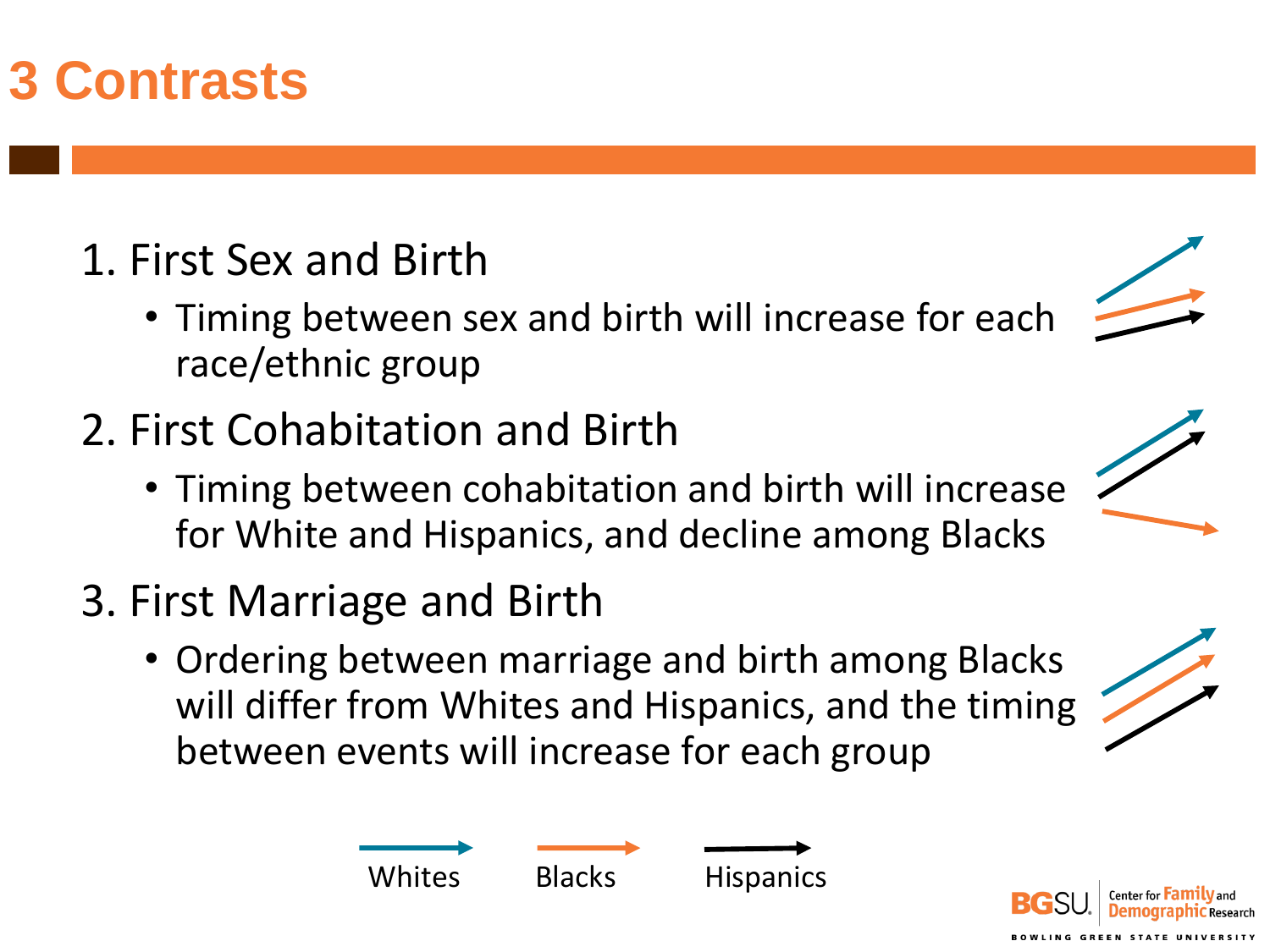# 3 Contrasts

1. First Sex and Birth
   - Timing between sex and birth will increase for each race/ethnic group
2. First Cohabitation and Birth
   - Timing between cohabitation and birth will increase for White and Hispanics, and decline among Blacks
3. First Marriage and Birth
   - Ordering between marriage and birth among Blacks will differ from Whites and Hispanics, and the timing between events will increase for each group

Whites Blacks Hispanics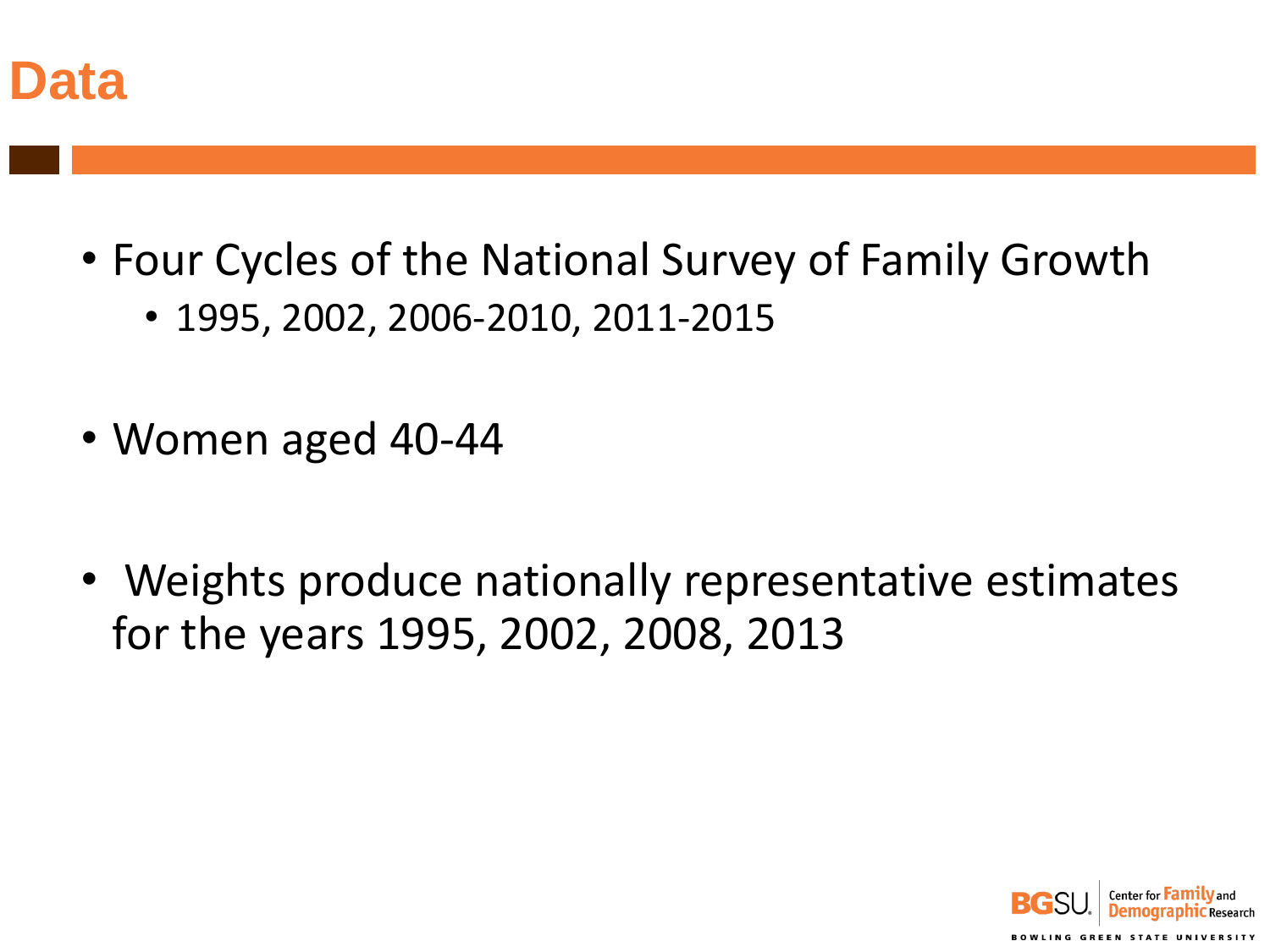# Data

- Four Cycles of the National Survey of Family Growth
  - 1995, 2002, 2006-2010, 2011-2015
- Women aged 40-44
- Weights produce nationally representative estimates for the years 1995, 2002, 2008, 2013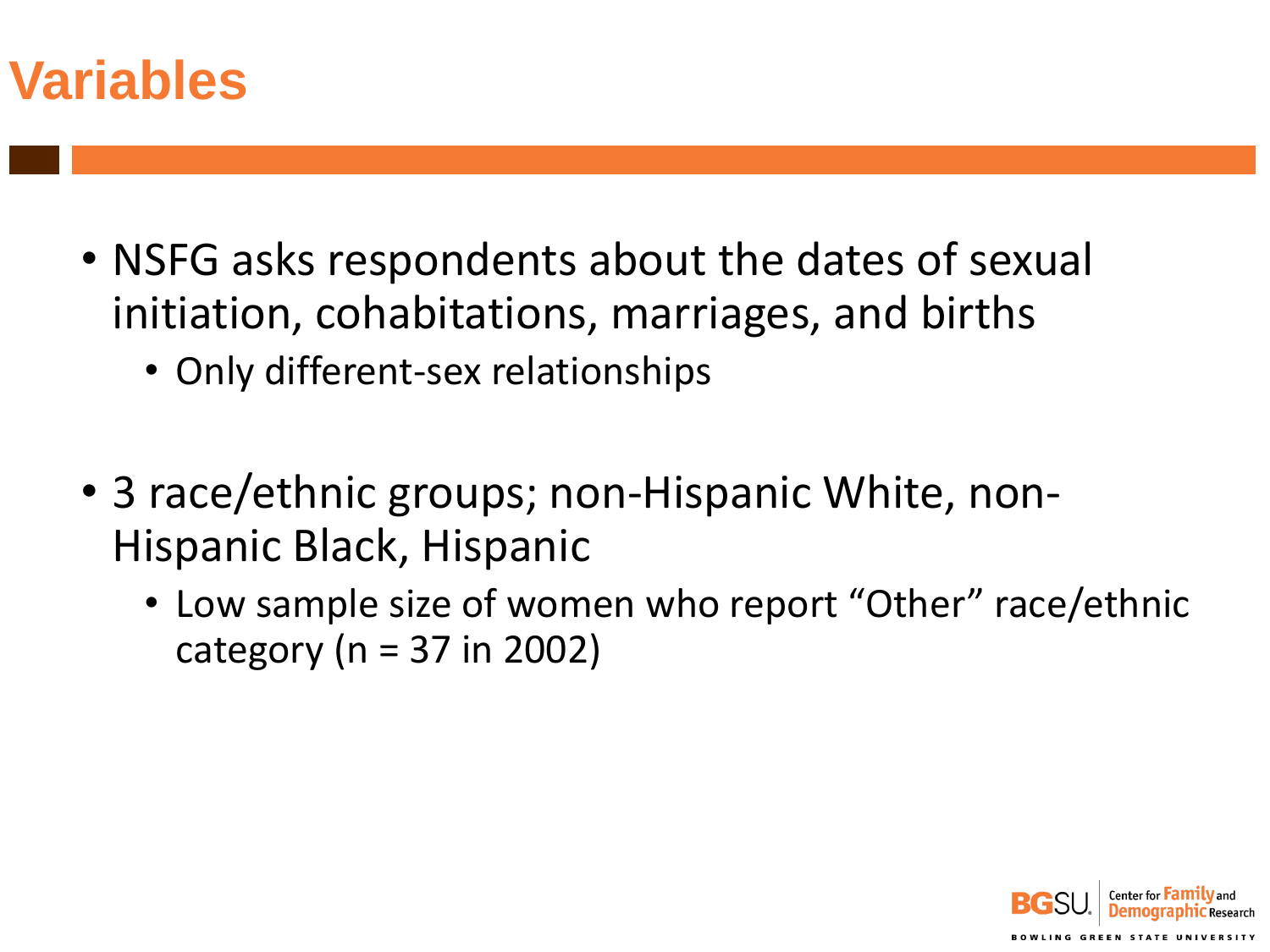# Variables

- NSFG asks respondents about the dates of sexual initiation, cohabitations, marriages, and births
  - Only different-sex relationships
- 3 race/ethnic groups; non-Hispanic White, non-Hispanic Black, Hispanic
  - Low sample size of women who report “Other” race/ethnic category (n = 37 in 2002)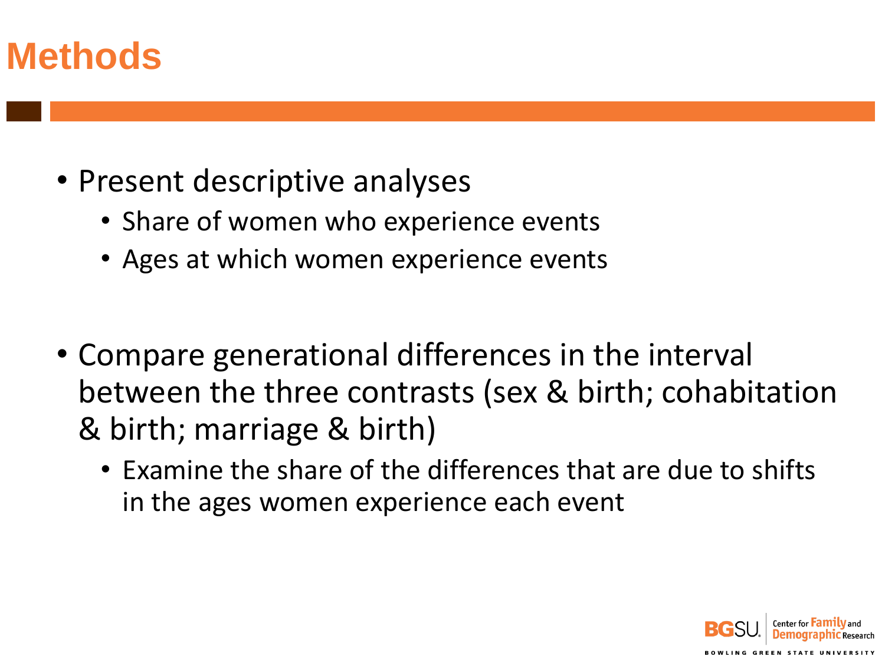# Methods

- Present descriptive analyses
  - Share of women who experience events
  - Ages at which women experience events

- Compare generational differences in the interval between the three contrasts (sex & birth; cohabitation & birth; marriage & birth)
  - Examine the share of the differences that are due to shifts in the ages women experience each event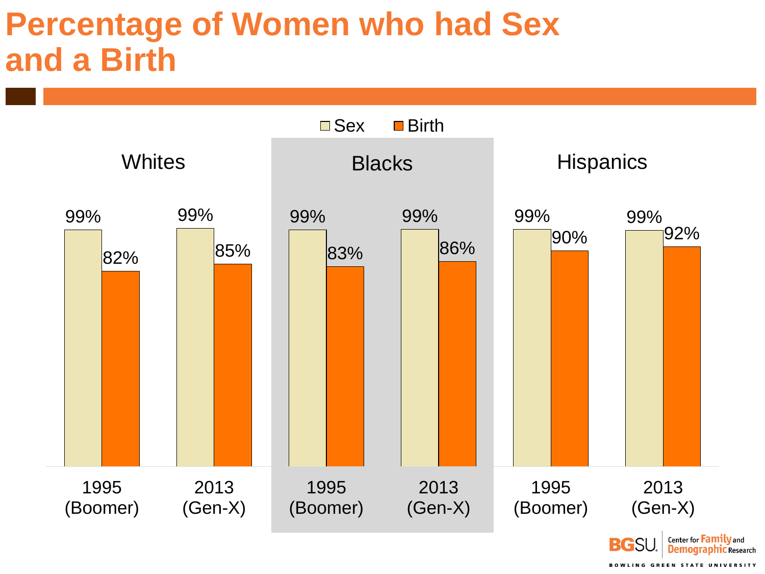# Percentage of Women who had Sex and a Birth

| Group | Year | Sex | Birth |
|---|---|---|---|
| Whites | 1995 (Boomer) | 99% | 82% |
| Whites | 2013 (Gen-X) | 99% | 85% |
| Blacks | 1995 (Boomer) | 99% | 83% |
| Blacks | 2013 (Gen-X) | 99% | 86% |
| Hispanics | 1995 (Boomer) | 99% | 90% |
| Hispanics | 2013 (Gen-X) | 99% | 92% |

BGSU Center for Family and Demographic Research
BOWLING GREEN STATE UNIVERSITY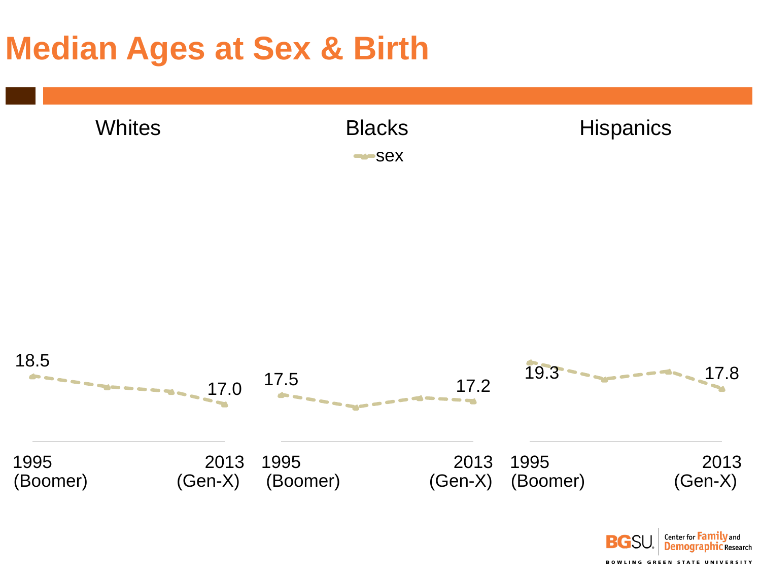# Median Ages at Sex & Birth

Whites | Blacks | Hispanics

sex

| | 1995 (Boomer) | 2013 (Gen-X) |
|---|---|---|
| Whites | 18.5 | 17.0 |
| Blacks | 17.5 | 17.2 |
| Hispanics | 19.3 | 17.8 |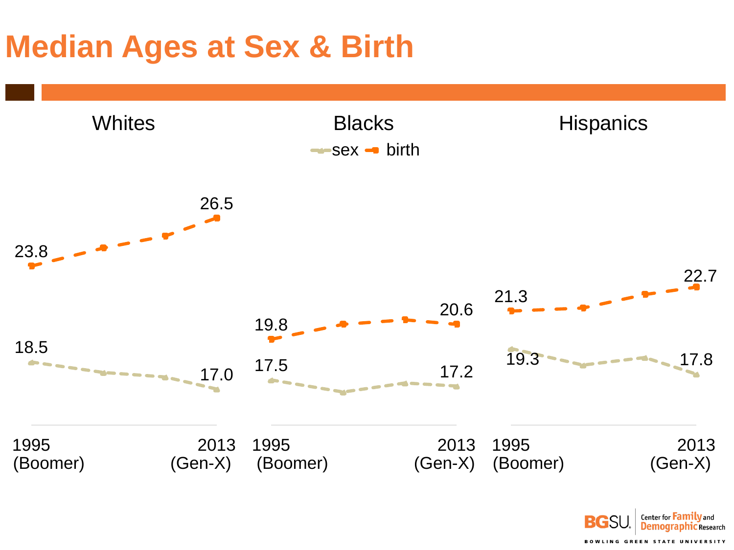# Median Ages at Sex & Birth

Whites | Blacks | Hispanics

sex | birth

| | Whites 1995 (Boomer) | Whites 2013 (Gen-X) | Blacks 1995 (Boomer) | Blacks 2013 (Gen-X) | Hispanics 1995 (Boomer) | Hispanics 2013 (Gen-X) |
|---|---|---|---|---|---|---|
| birth | 23.8 | 26.5 | 19.8 | 20.6 | 21.3 | 22.7 |
| sex | 18.5 | 17.0 | 17.5 | 17.2 | 19.3 | 17.8 |

BGSU. Center for Family and Demographic Research

BOWLING GREEN STATE UNIVERSITY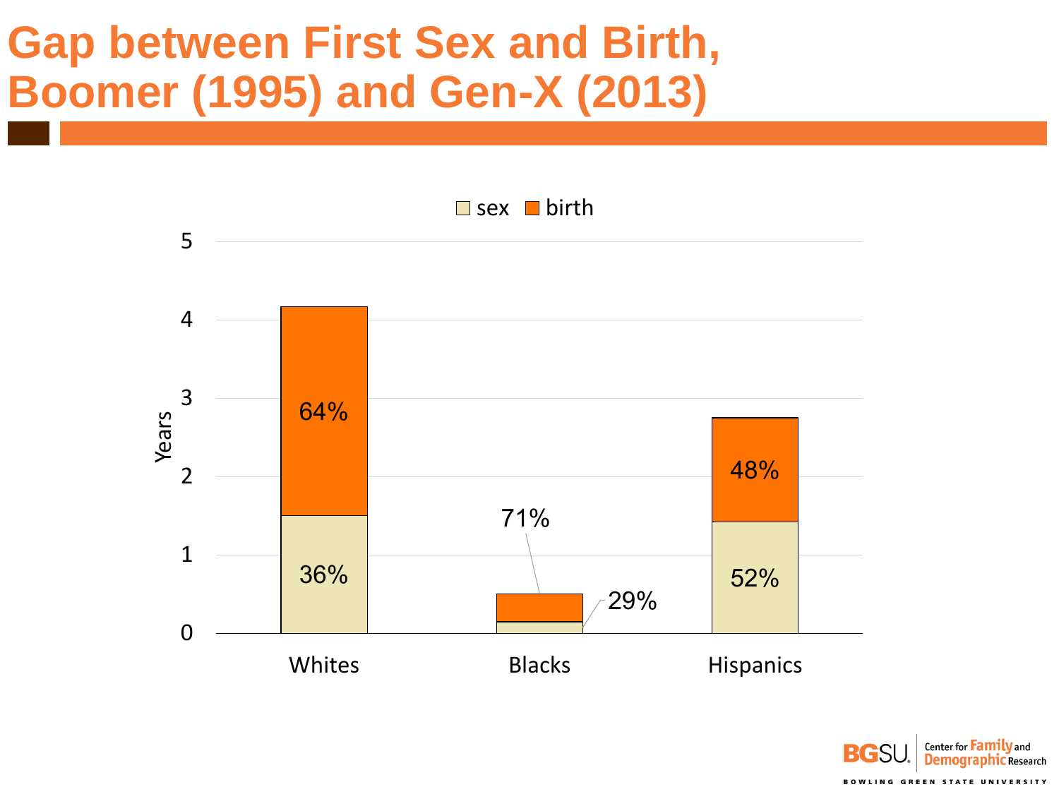# Gap between First Sex and Birth, Boomer (1995) and Gen-X (2013)

sex | birth

Years

| | Whites | Blacks | Hispanics |
|---|---|---|---|
| sex | 36% | 29% | 52% |
| birth | 64% | 71% | 48% |

BGSU Center for Family and Demographic Research

BOWLING GREEN STATE UNIVERSITY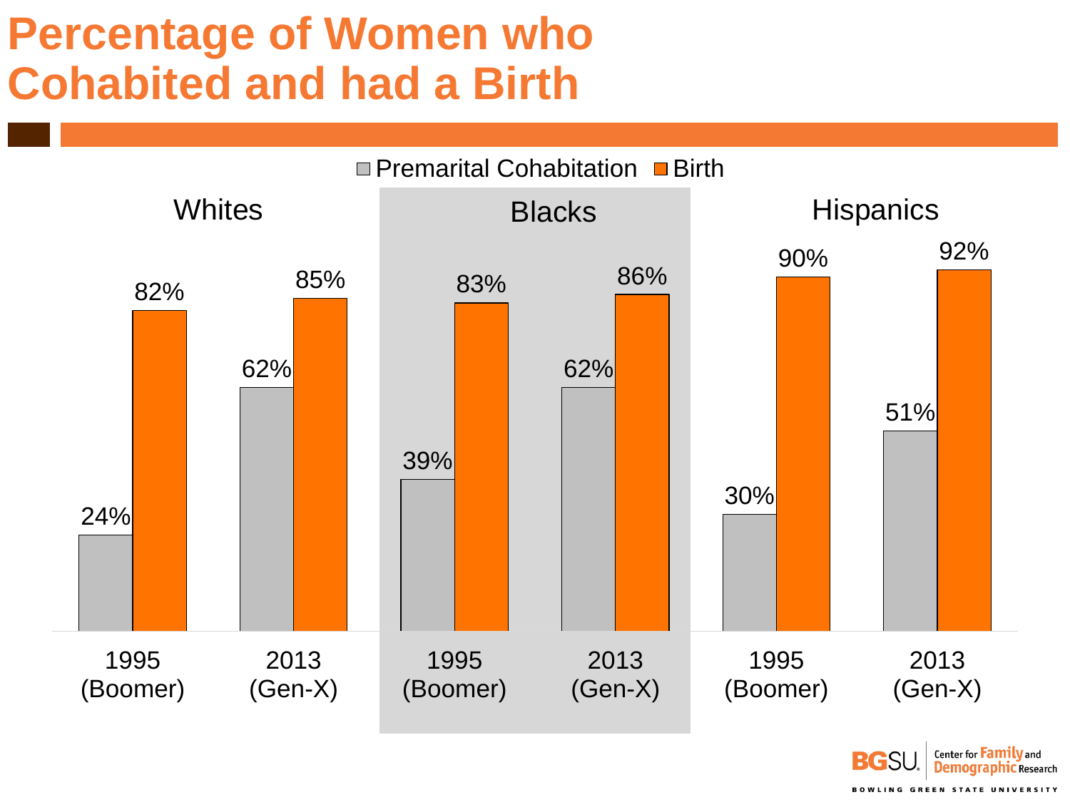# Percentage of Women who Cohabited and had a Birth

| Group | Year | Premarital Cohabitation | Birth |
| --- | --- | --- | --- |
| Whites | 1995 (Boomer) | 24% | 82% |
| Whites | 2013 (Gen-X) | 62% | 85% |
| Blacks | 1995 (Boomer) | 39% | 83% |
| Blacks | 2013 (Gen-X) | 62% | 86% |
| Hispanics | 1995 (Boomer) | 30% | 90% |
| Hispanics | 2013 (Gen-X) | 51% | 92% |

BGSU Center for Family and Demographic Research

BOWLING GREEN STATE UNIVERSITY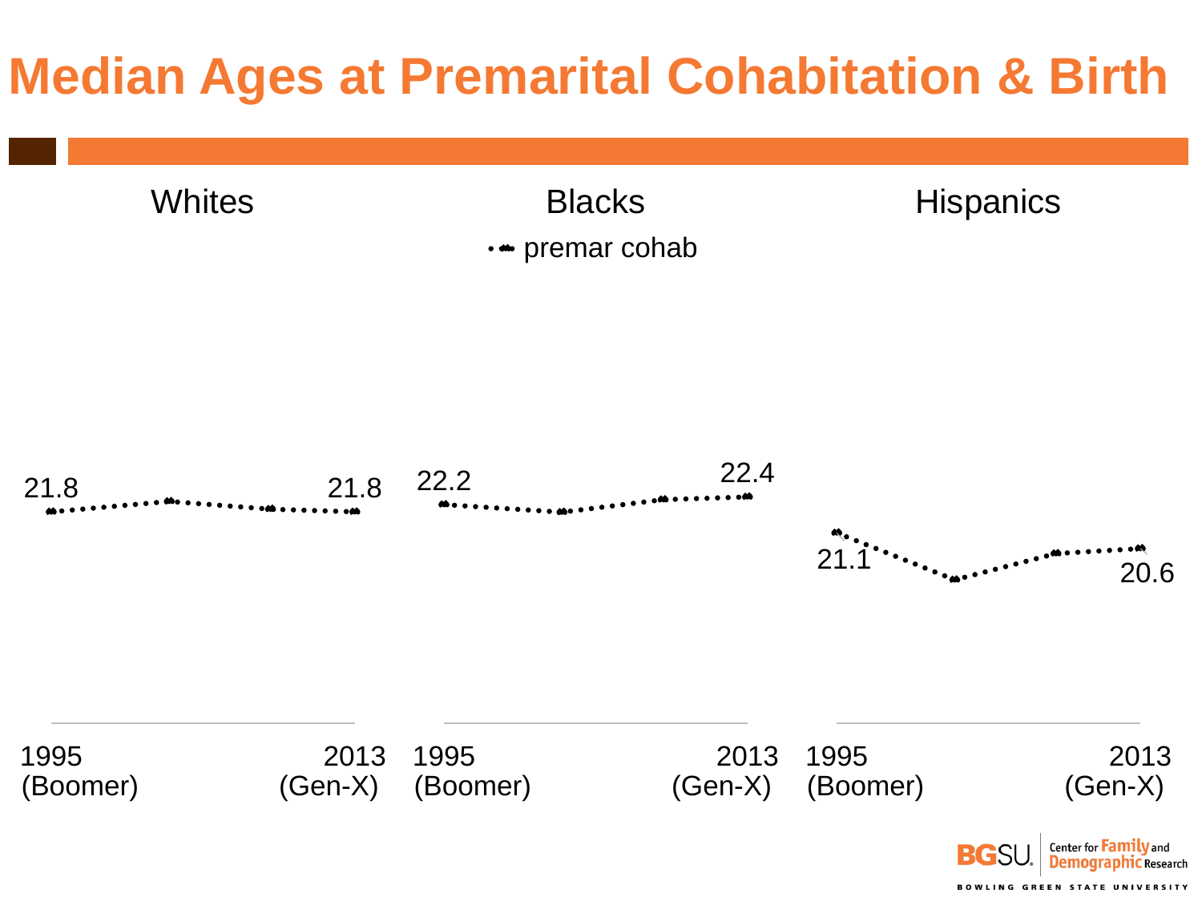# Median Ages at Premarital Cohabitation & Birth

| | Whites | Blacks | Hispanics |
|---|---|---|---|
| 1995 (Boomer) | 21.8 | 22.2 | 21.1 |
| 2013 (Gen-X) | 21.8 | 22.4 | 20.6 |

premar cohab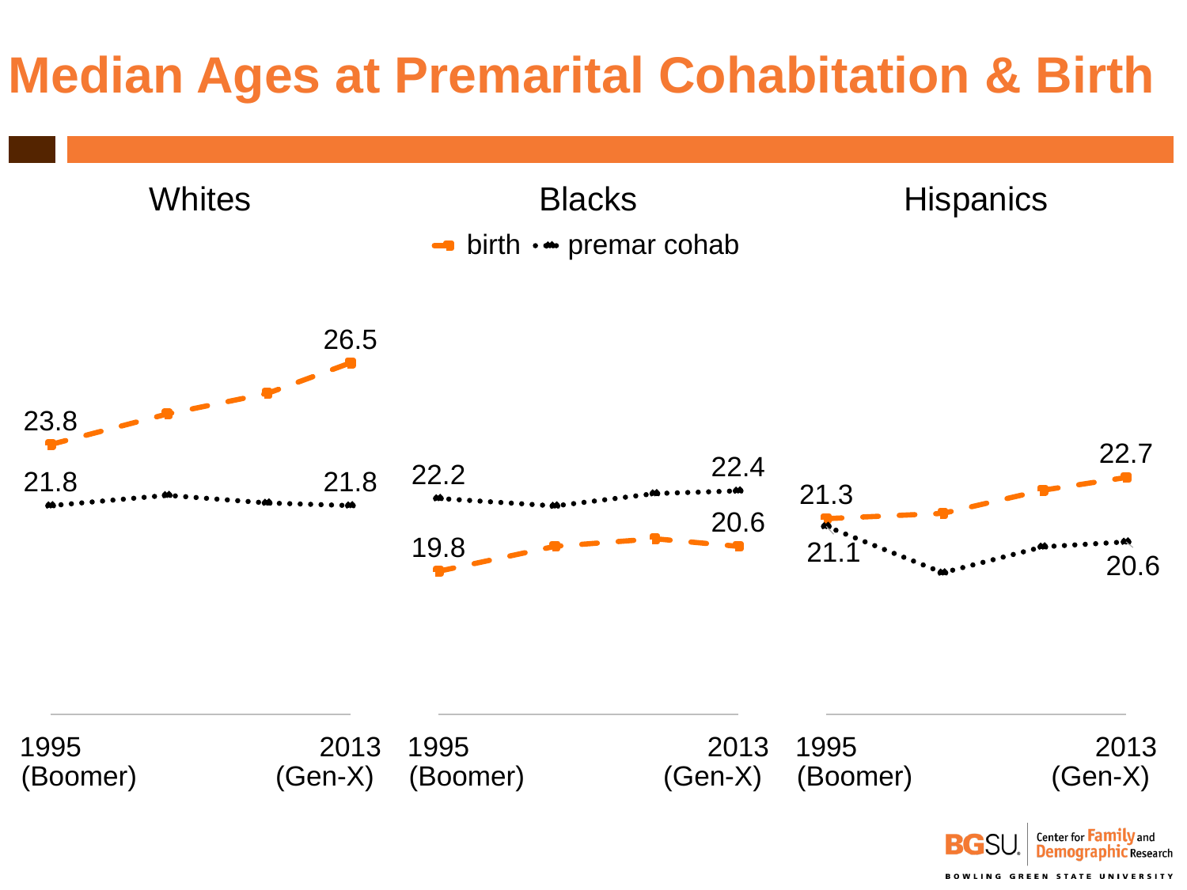# Median Ages at Premarital Cohabitation & Birth

Whites | Blacks | Hispanics

birth · premar cohab

| | 1995 (Boomer) birth | 2013 (Gen-X) birth | 1995 (Boomer) premar cohab | 2013 (Gen-X) premar cohab |
|---|---|---|---|---|
| Whites | 23.8 | 26.5 | 21.8 | 21.8 |
| Blacks | 19.8 | 20.6 | 22.2 | 22.4 |
| Hispanics | 21.3 | 22.7 | 21.1 | 20.6 |

BGSU. Center for Family and Demographic Research

BOWLING GREEN STATE UNIVERSITY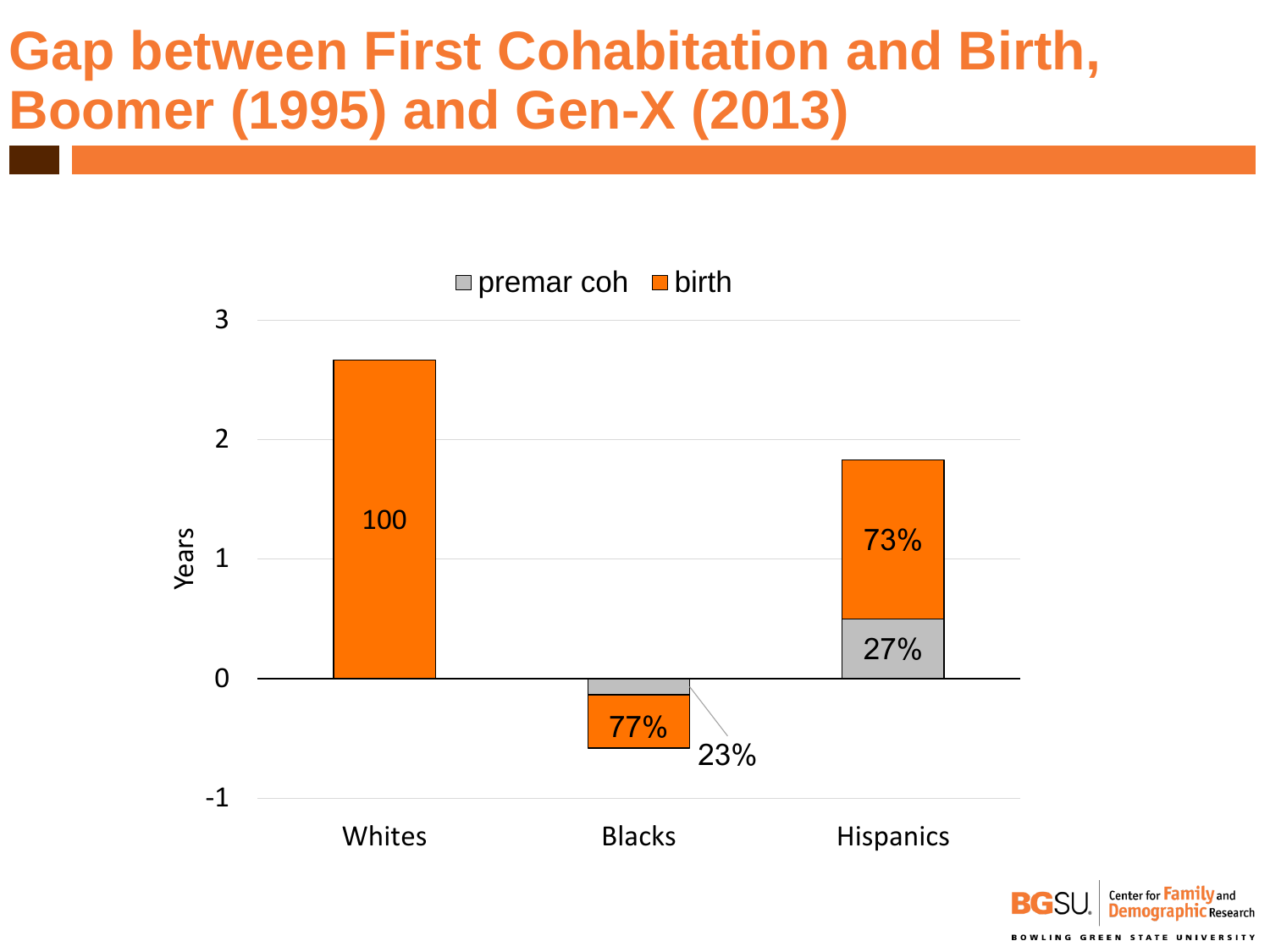# Gap between First Cohabitation and Birth, Boomer (1995) and Gen-X (2013)

premar coh | birth

3

2

1

0

-1

Years

100

77%

23%

73%

27%

Whites | Blacks | Hispanics

BGSU. Center for Family and Demographic Research

BOWLING GREEN STATE UNIVERSITY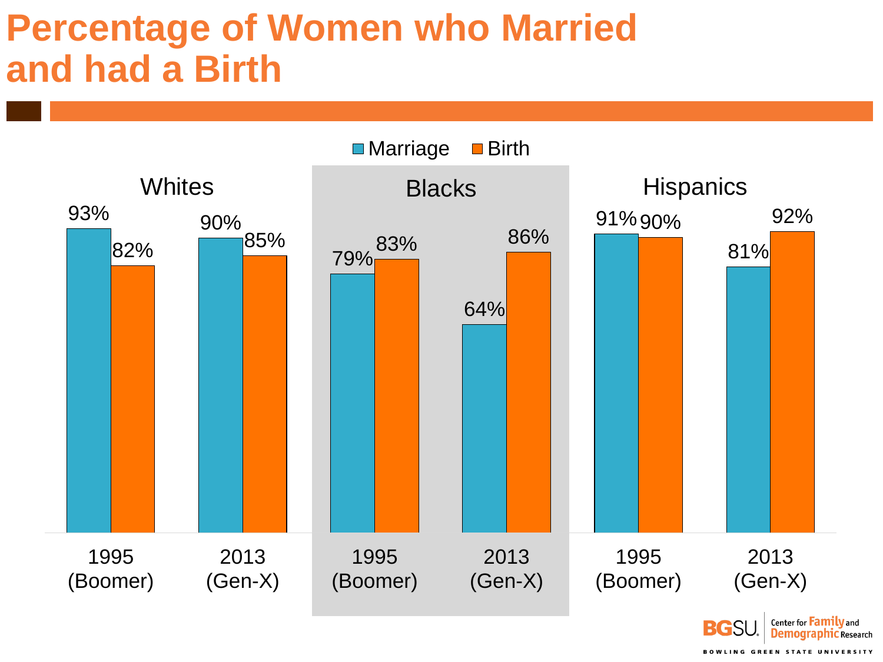# Percentage of Women who Married and had a Birth

| Group | Year | Marriage | Birth |
|---|---|---|---|
| Whites | 1995 (Boomer) | 93% | 82% |
| Whites | 2013 (Gen-X) | 90% | 85% |
| Blacks | 1995 (Boomer) | 79% | 83% |
| Blacks | 2013 (Gen-X) | 64% | 86% |
| Hispanics | 1995 (Boomer) | 91% | 90% |
| Hispanics | 2013 (Gen-X) | 81% | 92% |

BGSU. Center for Family and Demographic Research

BOWLING GREEN STATE UNIVERSITY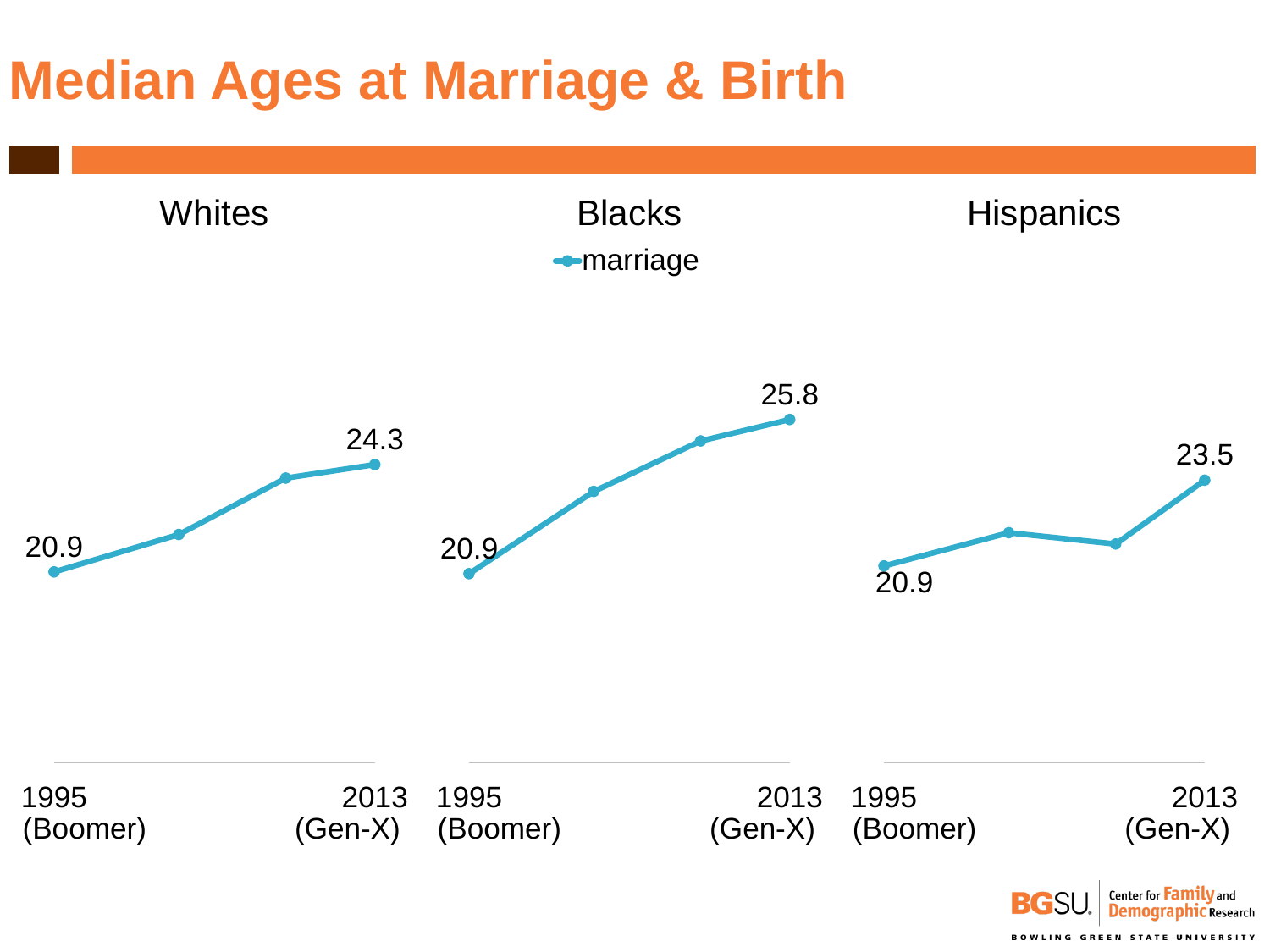# Median Ages at Marriage & Birth

Whites

Blacks

Hispanics

marriage

20.9

24.3

1995 (Boomer)

2013 (Gen-X)

20.9

25.8

1995 (Boomer)

2013 (Gen-X)

20.9

23.5

1995 (Boomer)

2013 (Gen-X)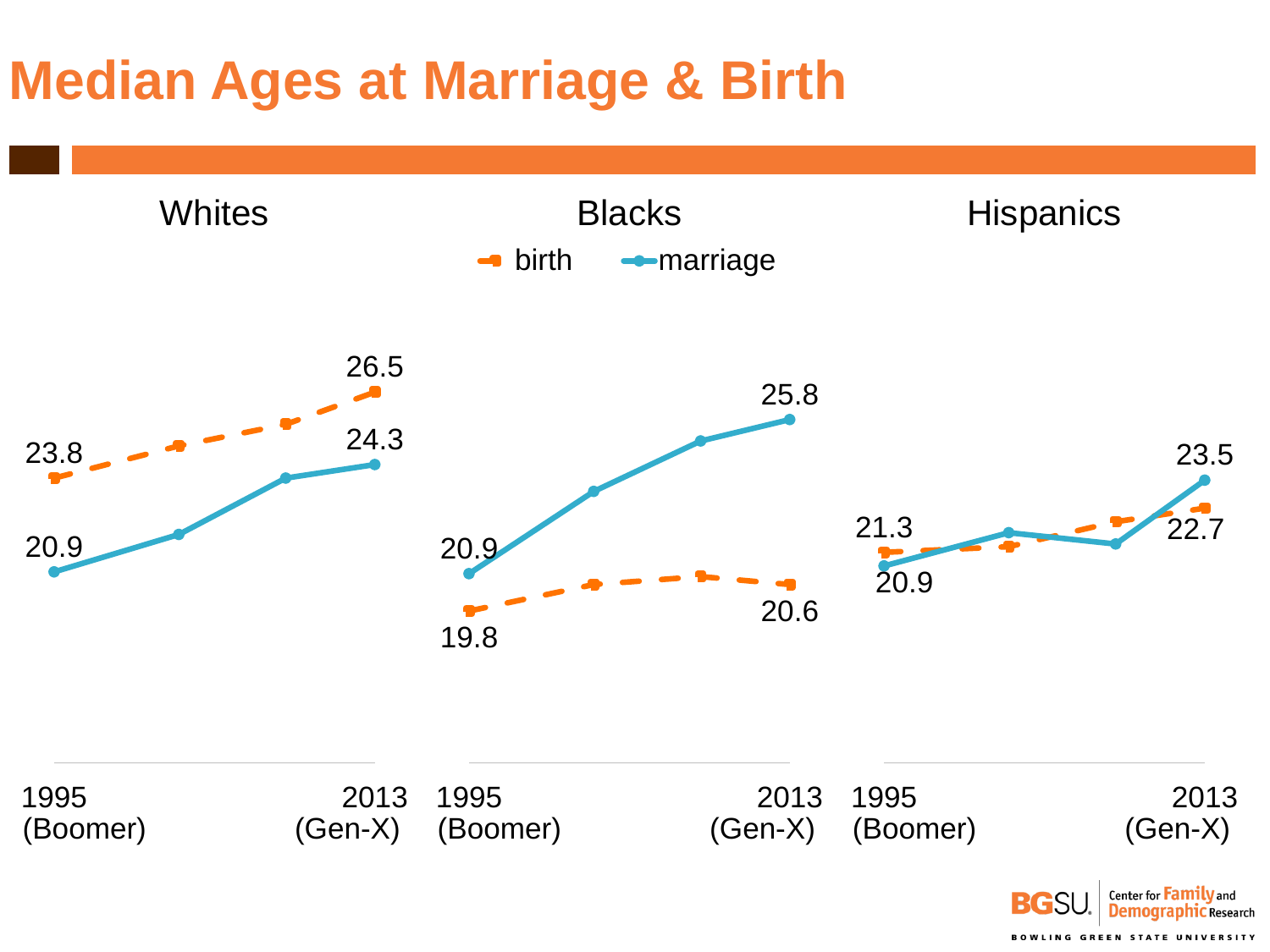# Median Ages at Marriage & Birth

**Whites**

- birth: 23.8 (1995, Boomer) → 26.5 (2013, Gen-X)
- marriage: 20.9 (1995, Boomer) → 24.3 (2013, Gen-X)

**Blacks**

- birth: 19.8 (1995, Boomer) → 20.6 (2013, Gen-X)
- marriage: 20.9 (1995, Boomer) → 25.8 (2013, Gen-X)

**Hispanics**

- birth: 21.3 (1995, Boomer) → 22.7 (2013, Gen-X)
- marriage: 20.9 (1995, Boomer) → 23.5 (2013, Gen-X)

BGSU Center for Family and Demographic Research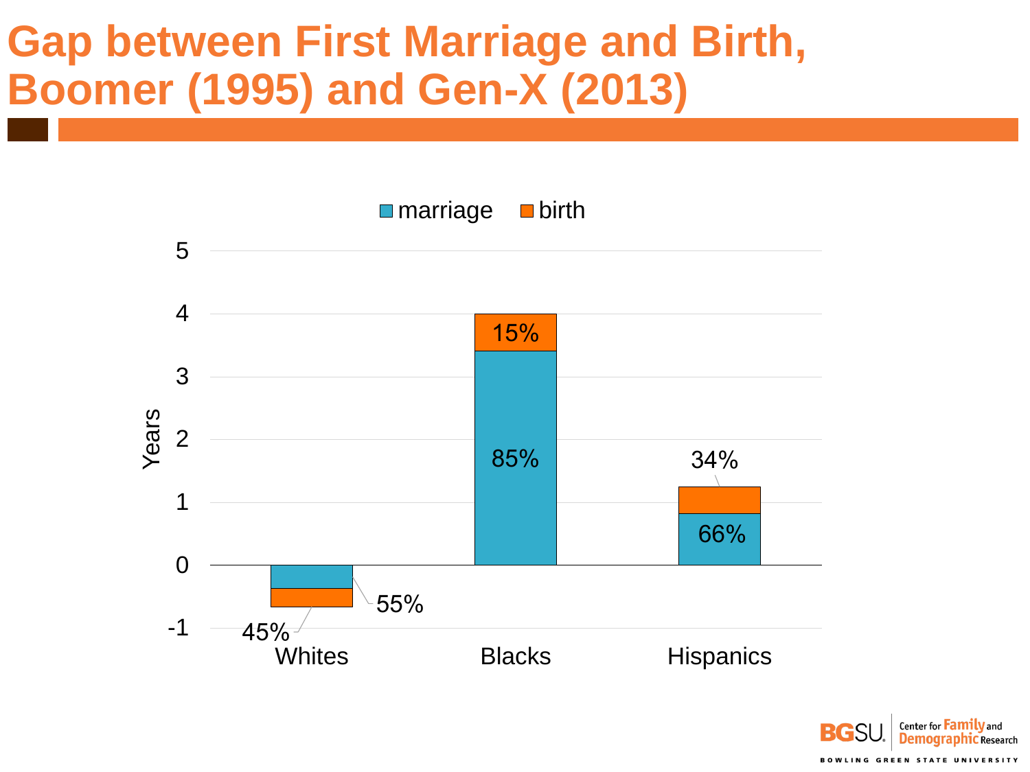# Gap between First Marriage and Birth, Boomer (1995) and Gen-X (2013)

marriage ■ birth ■

| | Whites | Blacks | Hispanics |
|---|---|---|---|
| marriage | 55% | 85% | 66% |
| birth | 45% | 15% | 34% |

Years: 5, 4, 3, 2, 1, 0, -1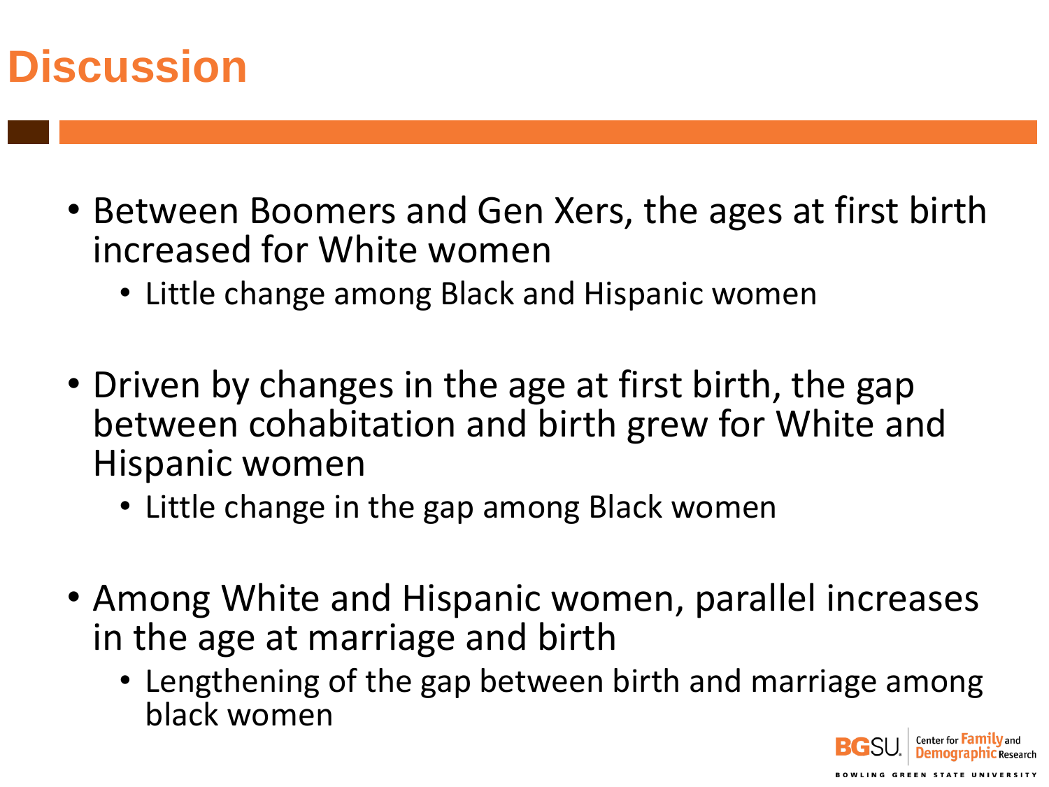# Discussion

- Between Boomers and Gen Xers, the ages at first birth increased for White women
  - Little change among Black and Hispanic women
- Driven by changes in the age at first birth, the gap between cohabitation and birth grew for White and Hispanic women
  - Little change in the gap among Black women
- Among White and Hispanic women, parallel increases in the age at marriage and birth
  - Lengthening of the gap between birth and marriage among black women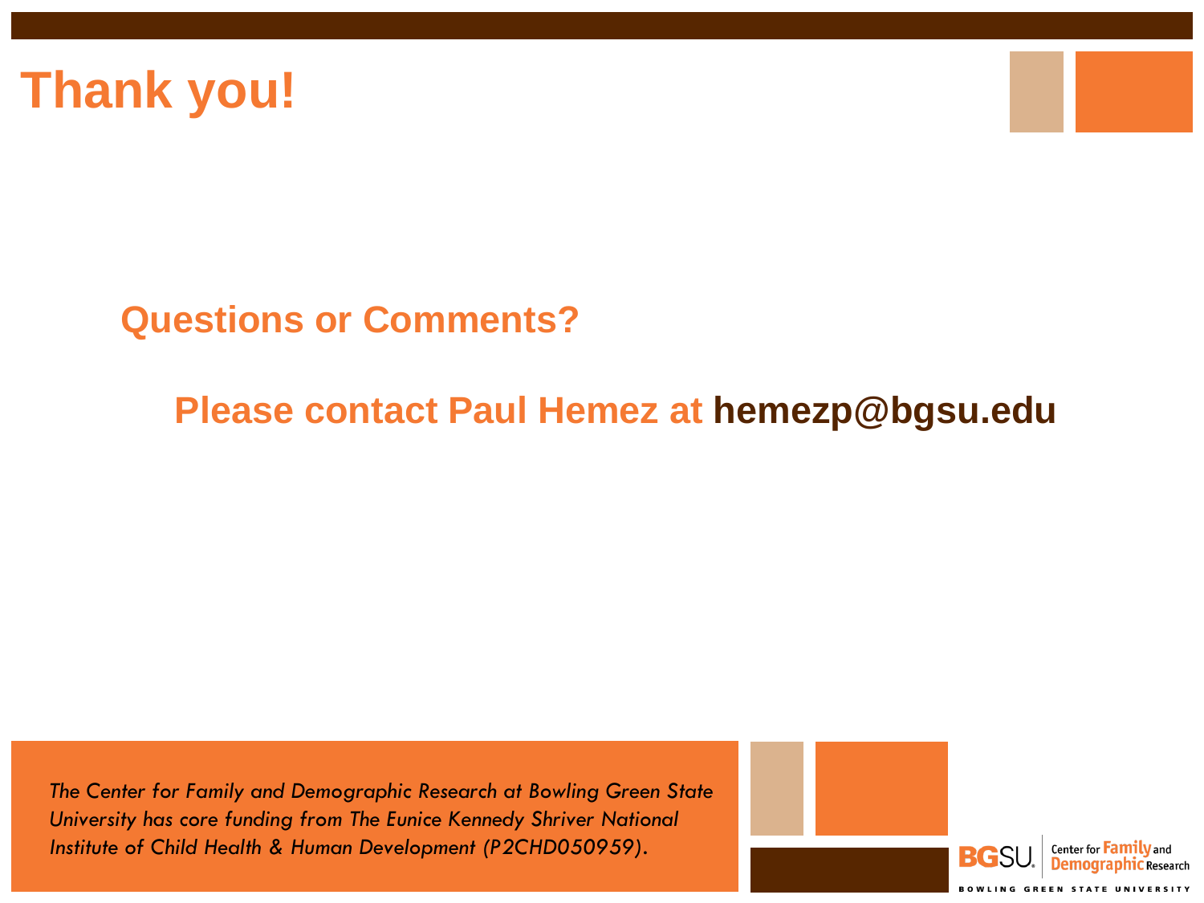# Thank you!

**Questions or Comments?**

**Please contact Paul Hemez at hemezp@bgsu.edu**

*The Center for Family and Demographic Research at Bowling Green State University has core funding from The Eunice Kennedy Shriver National Institute of Child Health & Human Development (P2CHD050959).*

BGSU. Center for Family and Demographic Research

BOWLING GREEN STATE UNIVERSITY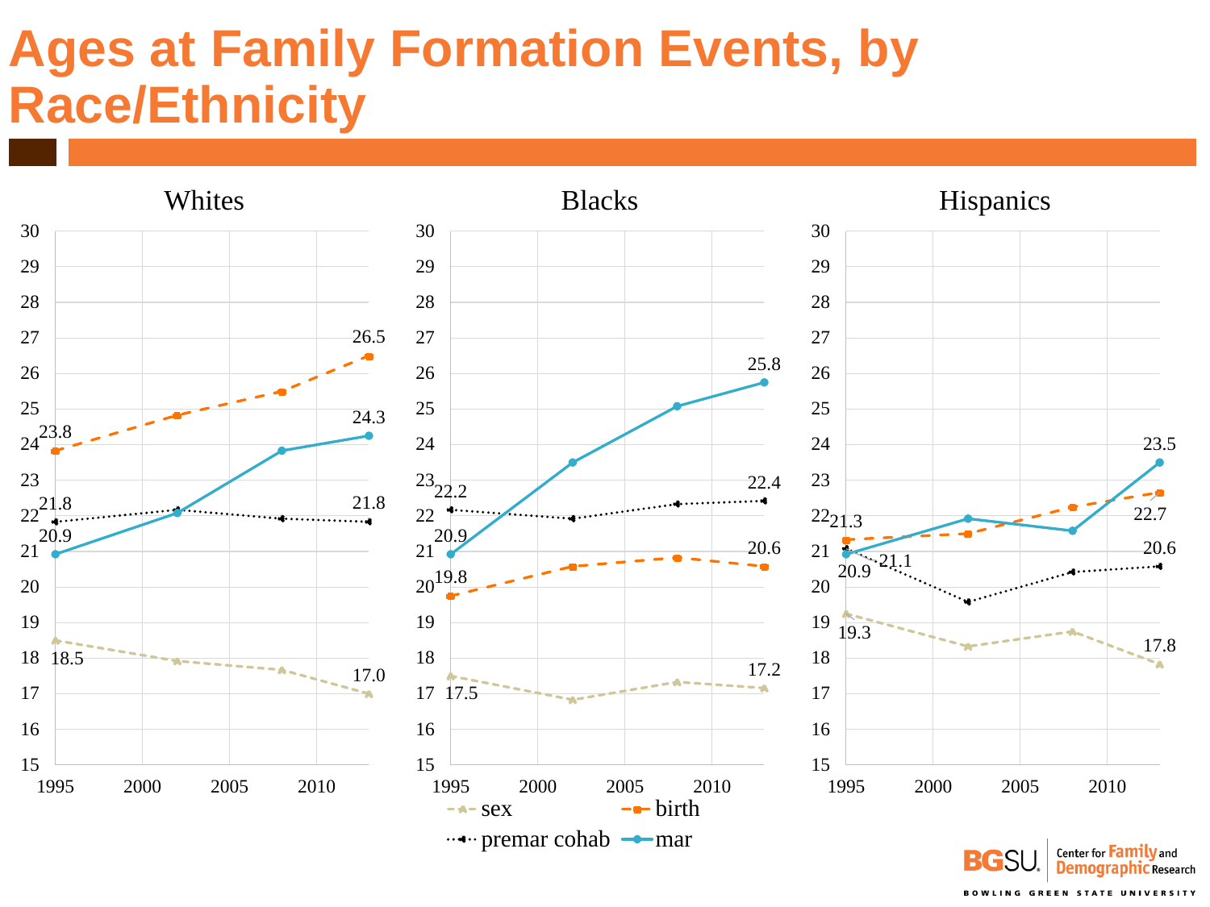# Ages at Family Formation Events, by Race/Ethnicity

Whites

Blacks

Hispanics

| | Whites 1995 | Whites 2013 | Blacks 1995 | Blacks 2013 | Hispanics 1995 | Hispanics 2013 |
|---|---|---|---|---|---|---|
| sex | 18.5 | 17.0 | 17.5 | 17.2 | 19.3 | 17.8 |
| birth | 23.8 | 26.5 | 19.8 | 20.6 | 21.3 | 22.7 |
| premar cohab | 21.8 | 21.8 | 22.2 | 22.4 | 21.1 | 20.6 |
| mar | 20.9 | 24.3 | 20.9 | 25.8 | 20.9 | 23.5 |

BGSU. Center for Family and Demographic Research

BOWLING GREEN STATE UNIVERSITY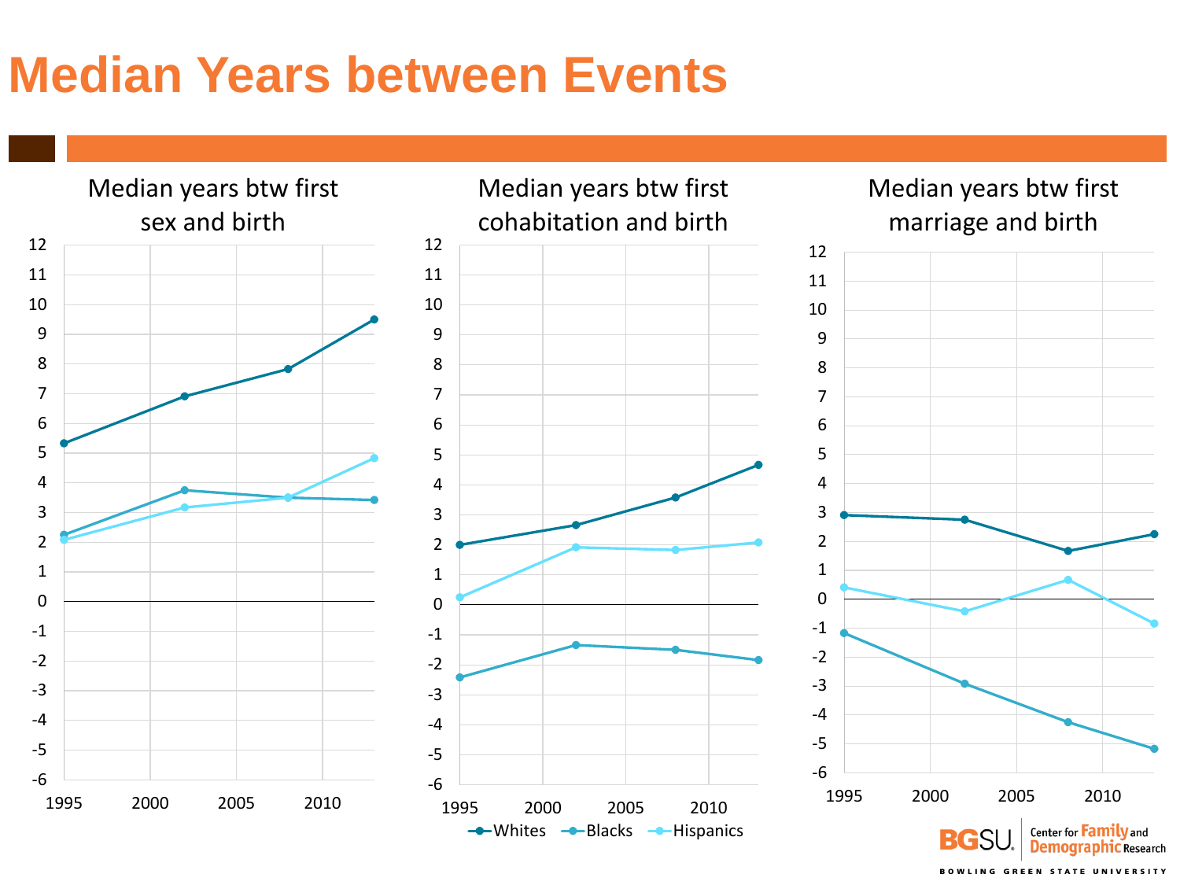# Median Years between Events

### Median years btw first sex and birth

### Median years btw first cohabitation and birth

### Median years btw first marriage and birth

Whites | Blacks | Hispanics

BGSU. Center for Family and Demographic Research

BOWLING GREEN STATE UNIVERSITY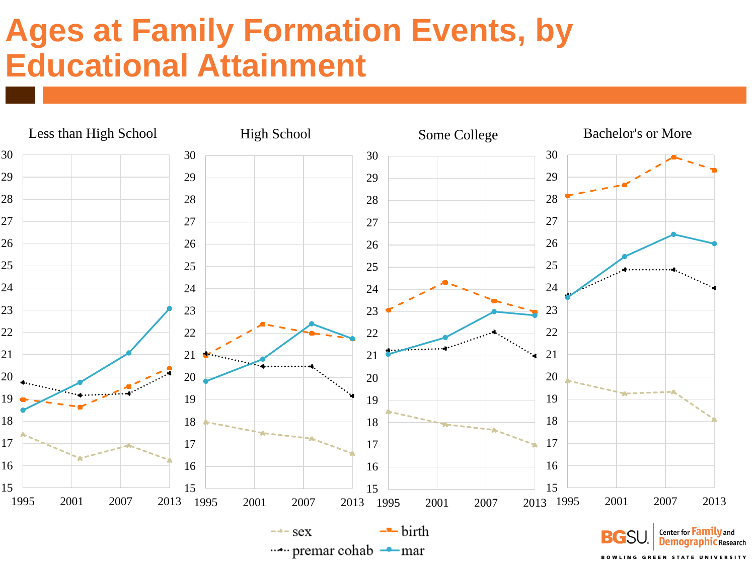# Ages at Family Formation Events, by Educational Attainment

Less than High School

High School

Some College

Bachelor's or More

sex

birth

premar cohab

mar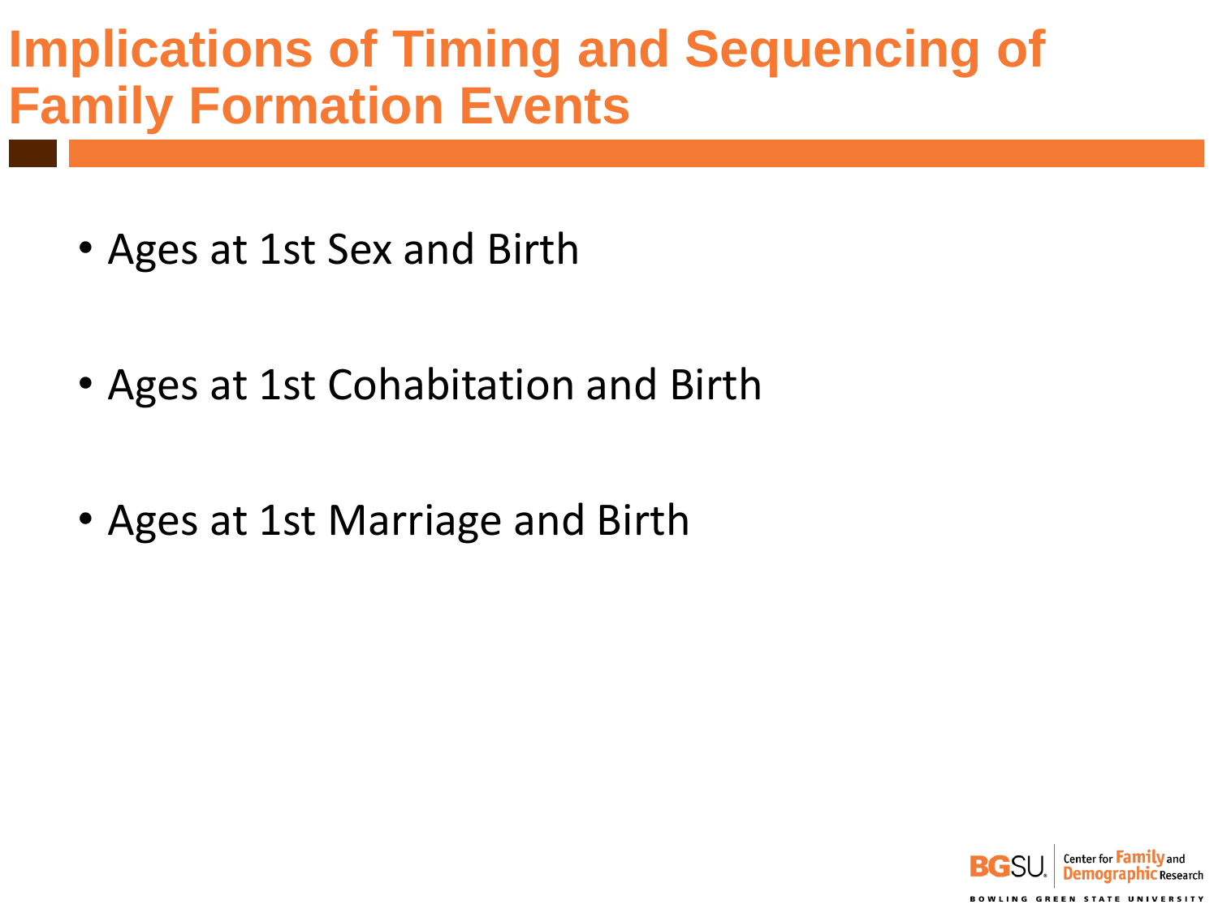# Implications of Timing and Sequencing of Family Formation Events

- Ages at 1st Sex and Birth
- Ages at 1st Cohabitation and Birth
- Ages at 1st Marriage and Birth